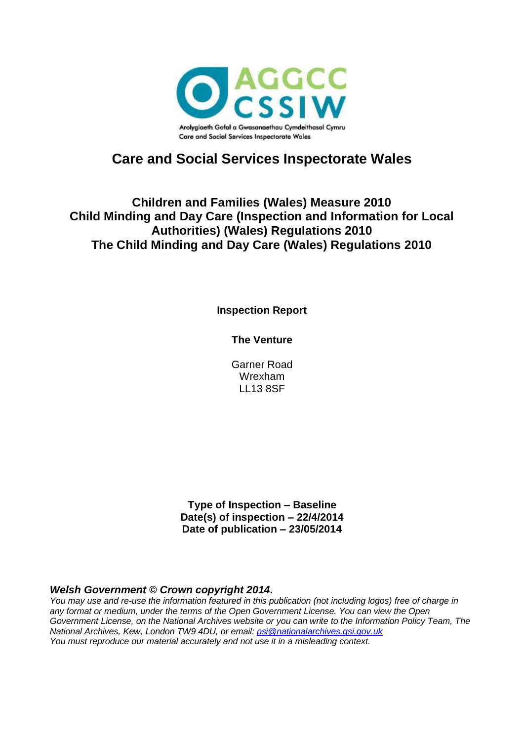AGGCC
CSSIW

Arolygiaeth Gofal a Gwasanaethau Cymdeithasol Cymru
Care and Social Services Inspectorate Wales

# Care and Social Services Inspectorate Wales

## Children and Families (Wales) Measure 2010
## Child Minding and Day Care (Inspection and Information for Local Authorities) (Wales) Regulations 2010
## The Child Minding and Day Care (Wales) Regulations 2010

**Inspection Report**

**The Venture**

Garner Road
Wrexham
LL13 8SF

**Type of Inspection – Baseline**
**Date(s) of inspection – 22/4/2014**
**Date of publication – 23/05/2014**

***Welsh Government © Crown copyright 2014.***
*You may use and re-use the information featured in this publication (not including logos) free of charge in any format or medium, under the terms of the Open Government License. You can view the Open Government License, on the National Archives website or you can write to the Information Policy Team, The National Archives, Kew, London TW9 4DU, or email: psi@nationalarchives.gsi.gov.uk*
*You must reproduce our material accurately and not use it in a misleading context.*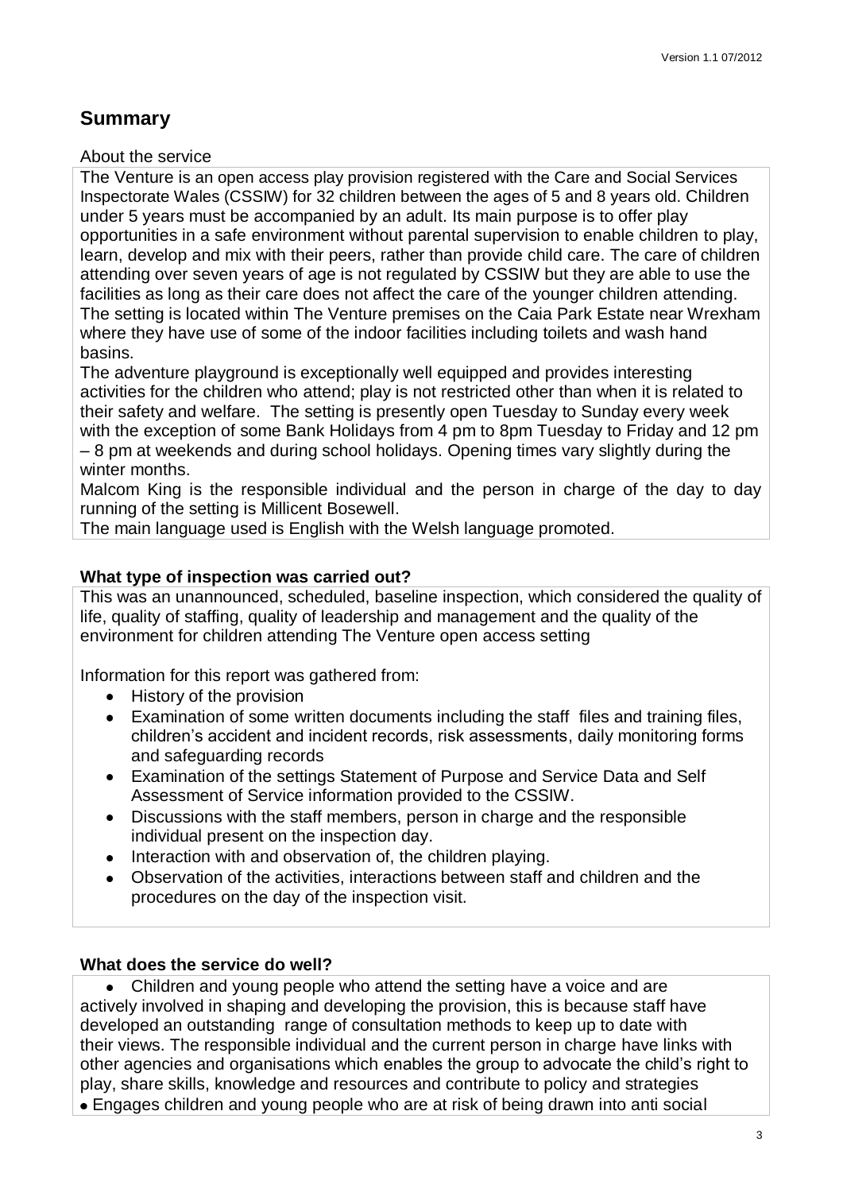## Summary

About the service

The Venture is an open access play provision registered with the Care and Social Services Inspectorate Wales (CSSIW) for 32 children between the ages of 5 and 8 years old. Children under 5 years must be accompanied by an adult. Its main purpose is to offer play opportunities in a safe environment without parental supervision to enable children to play, learn, develop and mix with their peers, rather than provide child care. The care of children attending over seven years of age is not regulated by CSSIW but they are able to use the facilities as long as their care does not affect the care of the younger children attending. The setting is located within The Venture premises on the Caia Park Estate near Wrexham where they have use of some of the indoor facilities including toilets and wash hand basins.

The adventure playground is exceptionally well equipped and provides interesting activities for the children who attend; play is not restricted other than when it is related to their safety and welfare. The setting is presently open Tuesday to Sunday every week with the exception of some Bank Holidays from 4 pm to 8pm Tuesday to Friday and 12 pm – 8 pm at weekends and during school holidays. Opening times vary slightly during the winter months.

Malcom King is the responsible individual and the person in charge of the day to day running of the setting is Millicent Bosewell.

The main language used is English with the Welsh language promoted.

### What type of inspection was carried out?

This was an unannounced, scheduled, baseline inspection, which considered the quality of life, quality of staffing, quality of leadership and management and the quality of the environment for children attending The Venture open access setting

Information for this report was gathered from:

- History of the provision
- Examination of some written documents including the staff files and training files, children's accident and incident records, risk assessments, daily monitoring forms and safeguarding records
- Examination of the settings Statement of Purpose and Service Data and Self Assessment of Service information provided to the CSSIW.
- Discussions with the staff members, person in charge and the responsible individual present on the inspection day.
- Interaction with and observation of, the children playing.
- Observation of the activities, interactions between staff and children and the procedures on the day of the inspection visit.

### What does the service do well?

- Children and young people who attend the setting have a voice and are actively involved in shaping and developing the provision, this is because staff have developed an outstanding range of consultation methods to keep up to date with their views. The responsible individual and the current person in charge have links with other agencies and organisations which enables the group to advocate the child's right to play, share skills, knowledge and resources and contribute to policy and strategies
- Engages children and young people who are at risk of being drawn into anti social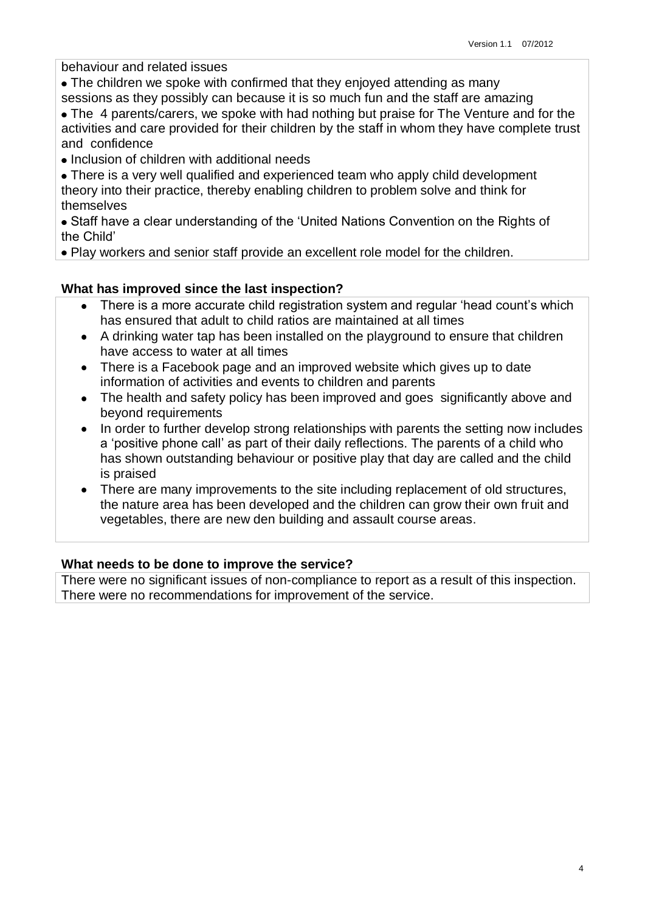behaviour and related issues

- The children we spoke with confirmed that they enjoyed attending as many sessions as they possibly can because it is so much fun and the staff are amazing
- The 4 parents/carers, we spoke with had nothing but praise for The Venture and for the activities and care provided for their children by the staff in whom they have complete trust and confidence
- Inclusion of children with additional needs
- There is a very well qualified and experienced team who apply child development theory into their practice, thereby enabling children to problem solve and think for themselves
- Staff have a clear understanding of the 'United Nations Convention on the Rights of the Child'
- Play workers and senior staff provide an excellent role model for the children.

**What has improved since the last inspection?**

- There is a more accurate child registration system and regular 'head count's which has ensured that adult to child ratios are maintained at all times
- A drinking water tap has been installed on the playground to ensure that children have access to water at all times
- There is a Facebook page and an improved website which gives up to date information of activities and events to children and parents
- The health and safety policy has been improved and goes significantly above and beyond requirements
- In order to further develop strong relationships with parents the setting now includes a 'positive phone call' as part of their daily reflections. The parents of a child who has shown outstanding behaviour or positive play that day are called and the child is praised
- There are many improvements to the site including replacement of old structures, the nature area has been developed and the children can grow their own fruit and vegetables, there are new den building and assault course areas.

**What needs to be done to improve the service?**

There were no significant issues of non-compliance to report as a result of this inspection. There were no recommendations for improvement of the service.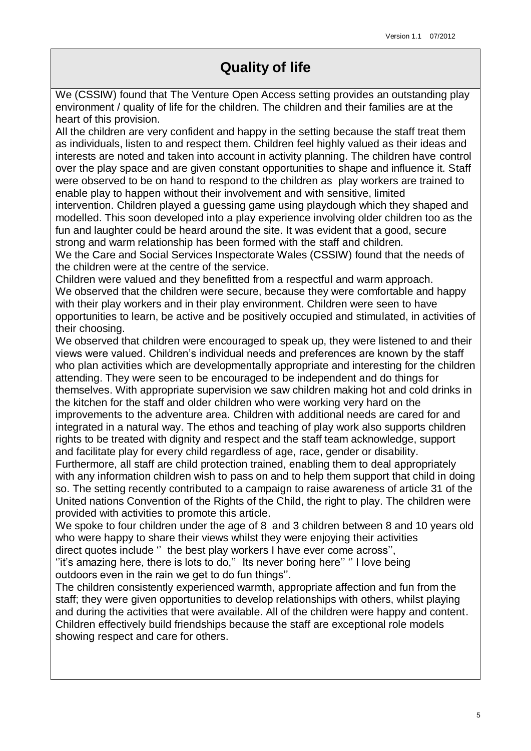## Quality of life

We (CSSIW) found that The Venture Open Access setting provides an outstanding play environment / quality of life for the children. The children and their families are at the heart of this provision.

All the children are very confident and happy in the setting because the staff treat them as individuals, listen to and respect them. Children feel highly valued as their ideas and interests are noted and taken into account in activity planning. The children have control over the play space and are given constant opportunities to shape and influence it. Staff were observed to be on hand to respond to the children as play workers are trained to enable play to happen without their involvement and with sensitive, limited intervention. Children played a guessing game using playdough which they shaped and modelled. This soon developed into a play experience involving older children too as the fun and laughter could be heard around the site. It was evident that a good, secure strong and warm relationship has been formed with the staff and children.

We the Care and Social Services Inspectorate Wales (CSSIW) found that the needs of the children were at the centre of the service.

Children were valued and they benefitted from a respectful and warm approach.

We observed that the children were secure, because they were comfortable and happy with their play workers and in their play environment. Children were seen to have opportunities to learn, be active and be positively occupied and stimulated, in activities of their choosing.

We observed that children were encouraged to speak up, they were listened to and their views were valued. Children's individual needs and preferences are known by the staff who plan activities which are developmentally appropriate and interesting for the children attending. They were seen to be encouraged to be independent and do things for themselves. With appropriate supervision we saw children making hot and cold drinks in the kitchen for the staff and older children who were working very hard on the improvements to the adventure area. Children with additional needs are cared for and integrated in a natural way. The ethos and teaching of play work also supports children rights to be treated with dignity and respect and the staff team acknowledge, support and facilitate play for every child regardless of age, race, gender or disability.

Furthermore, all staff are child protection trained, enabling them to deal appropriately with any information children wish to pass on and to help them support that child in doing so. The setting recently contributed to a campaign to raise awareness of article 31 of the United nations Convention of the Rights of the Child, the right to play. The children were provided with activities to promote this article.

We spoke to four children under the age of 8 and 3 children between 8 and 10 years old who were happy to share their views whilst they were enjoying their activities direct quotes include '' the best play workers I have ever come across'', ''it's amazing here, there is lots to do,'' Its never boring here'' '' I love being outdoors even in the rain we get to do fun things''.

The children consistently experienced warmth, appropriate affection and fun from the staff; they were given opportunities to develop relationships with others, whilst playing and during the activities that were available. All of the children were happy and content. Children effectively build friendships because the staff are exceptional role models showing respect and care for others.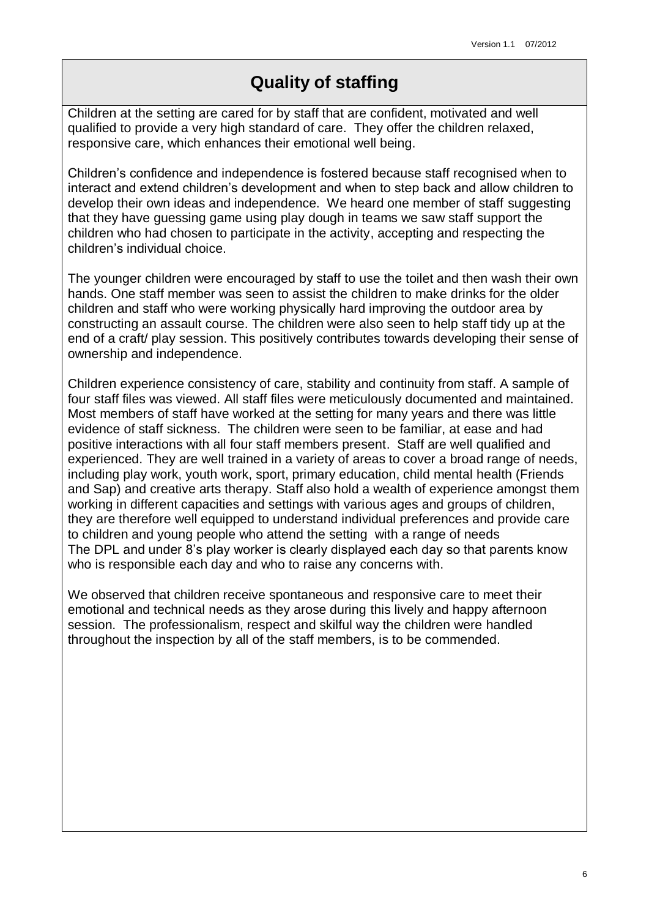## Quality of staffing

Children at the setting are cared for by staff that are confident, motivated and well qualified to provide a very high standard of care. They offer the children relaxed, responsive care, which enhances their emotional well being.

Children's confidence and independence is fostered because staff recognised when to interact and extend children's development and when to step back and allow children to develop their own ideas and independence. We heard one member of staff suggesting that they have guessing game using play dough in teams we saw staff support the children who had chosen to participate in the activity, accepting and respecting the children's individual choice.

The younger children were encouraged by staff to use the toilet and then wash their own hands. One staff member was seen to assist the children to make drinks for the older children and staff who were working physically hard improving the outdoor area by constructing an assault course. The children were also seen to help staff tidy up at the end of a craft/ play session. This positively contributes towards developing their sense of ownership and independence.

Children experience consistency of care, stability and continuity from staff. A sample of four staff files was viewed. All staff files were meticulously documented and maintained. Most members of staff have worked at the setting for many years and there was little evidence of staff sickness. The children were seen to be familiar, at ease and had positive interactions with all four staff members present. Staff are well qualified and experienced. They are well trained in a variety of areas to cover a broad range of needs, including play work, youth work, sport, primary education, child mental health (Friends and Sap) and creative arts therapy. Staff also hold a wealth of experience amongst them working in different capacities and settings with various ages and groups of children, they are therefore well equipped to understand individual preferences and provide care to children and young people who attend the setting with a range of needs
The DPL and under 8's play worker is clearly displayed each day so that parents know who is responsible each day and who to raise any concerns with.

We observed that children receive spontaneous and responsive care to meet their emotional and technical needs as they arose during this lively and happy afternoon session. The professionalism, respect and skilful way the children were handled throughout the inspection by all of the staff members, is to be commended.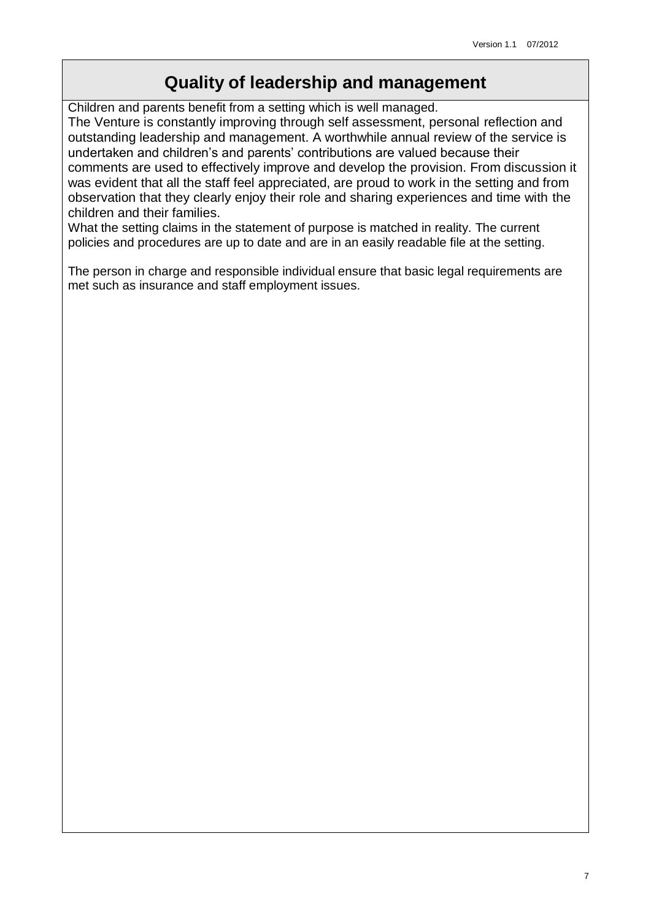# Quality of leadership and management

Children and parents benefit from a setting which is well managed.
The Venture is constantly improving through self assessment, personal reflection and outstanding leadership and management. A worthwhile annual review of the service is undertaken and children's and parents' contributions are valued because their comments are used to effectively improve and develop the provision. From discussion it was evident that all the staff feel appreciated, are proud to work in the setting and from observation that they clearly enjoy their role and sharing experiences and time with the children and their families.
What the setting claims in the statement of purpose is matched in reality. The current policies and procedures are up to date and are in an easily readable file at the setting.

The person in charge and responsible individual ensure that basic legal requirements are met such as insurance and staff employment issues.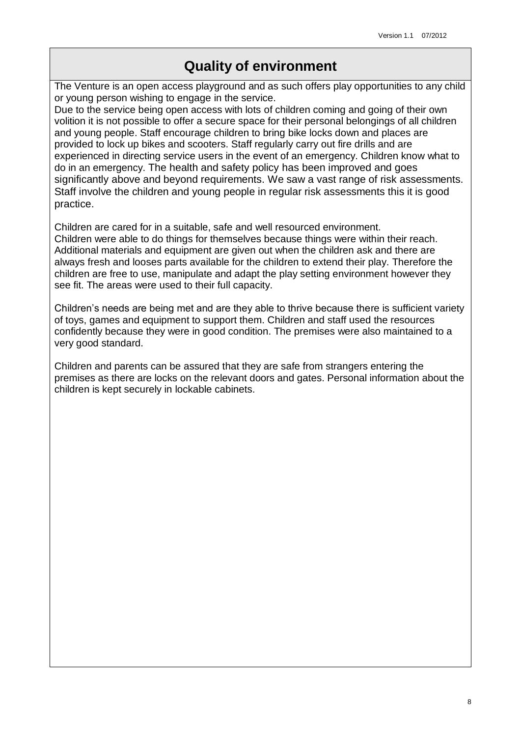# Quality of environment

The Venture is an open access playground and as such offers play opportunities to any child or young person wishing to engage in the service.
Due to the service being open access with lots of children coming and going of their own volition it is not possible to offer a secure space for their personal belongings of all children and young people. Staff encourage children to bring bike locks down and places are provided to lock up bikes and scooters. Staff regularly carry out fire drills and are experienced in directing service users in the event of an emergency. Children know what to do in an emergency. The health and safety policy has been improved and goes significantly above and beyond requirements. We saw a vast range of risk assessments. Staff involve the children and young people in regular risk assessments this it is good practice.

Children are cared for in a suitable, safe and well resourced environment.
Children were able to do things for themselves because things were within their reach. Additional materials and equipment are given out when the children ask and there are always fresh and looses parts available for the children to extend their play. Therefore the children are free to use, manipulate and adapt the play setting environment however they see fit. The areas were used to their full capacity.

Children's needs are being met and are they able to thrive because there is sufficient variety of toys, games and equipment to support them. Children and staff used the resources confidently because they were in good condition. The premises were also maintained to a very good standard.

Children and parents can be assured that they are safe from strangers entering the premises as there are locks on the relevant doors and gates. Personal information about the children is kept securely in lockable cabinets.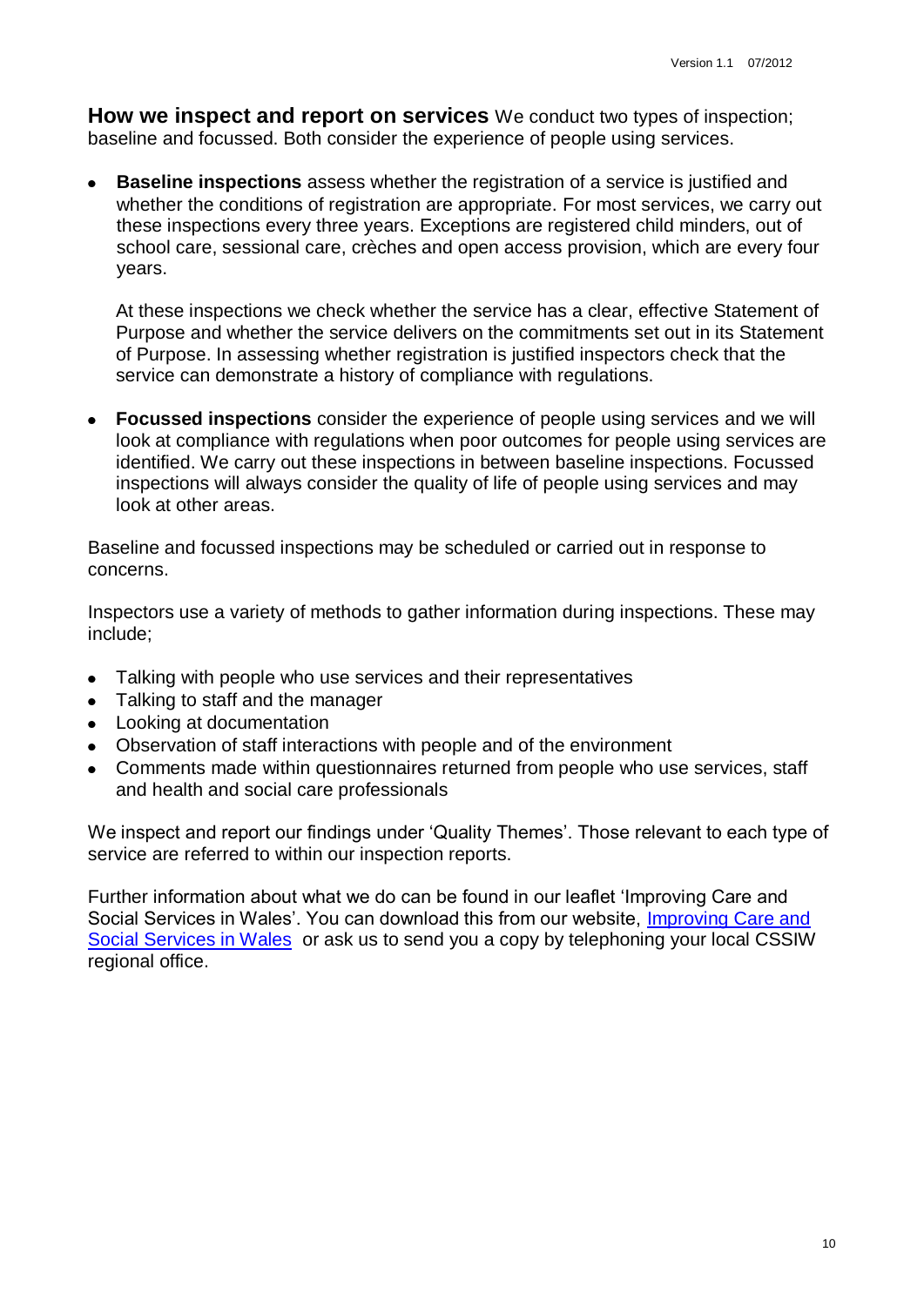**How we inspect and report on services** We conduct two types of inspection; baseline and focussed. Both consider the experience of people using services.

- **Baseline inspections** assess whether the registration of a service is justified and whether the conditions of registration are appropriate. For most services, we carry out these inspections every three years. Exceptions are registered child minders, out of school care, sessional care, crèches and open access provision, which are every four years.

  At these inspections we check whether the service has a clear, effective Statement of Purpose and whether the service delivers on the commitments set out in its Statement of Purpose. In assessing whether registration is justified inspectors check that the service can demonstrate a history of compliance with regulations.

- **Focussed inspections** consider the experience of people using services and we will look at compliance with regulations when poor outcomes for people using services are identified. We carry out these inspections in between baseline inspections. Focussed inspections will always consider the quality of life of people using services and may look at other areas.

Baseline and focussed inspections may be scheduled or carried out in response to concerns.

Inspectors use a variety of methods to gather information during inspections. These may include;

- Talking with people who use services and their representatives
- Talking to staff and the manager
- Looking at documentation
- Observation of staff interactions with people and of the environment
- Comments made within questionnaires returned from people who use services, staff and health and social care professionals

We inspect and report our findings under 'Quality Themes'. Those relevant to each type of service are referred to within our inspection reports.

Further information about what we do can be found in our leaflet 'Improving Care and Social Services in Wales'. You can download this from our website, Improving Care and Social Services in Wales or ask us to send you a copy by telephoning your local CSSIW regional office.